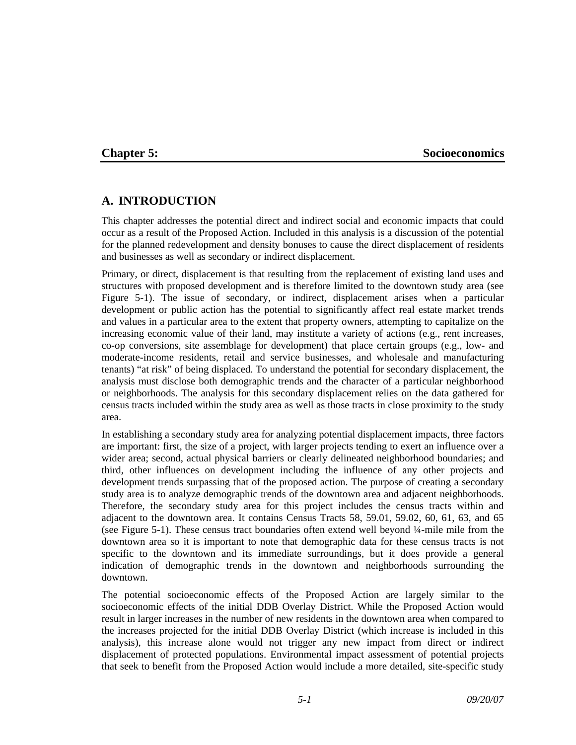# Chapter 5: Socioeconomics

## A. INTRODUCTION

This chapter addresses the potential direct and indirect social and economic impacts that could occur as a result of the Proposed Action. Included in this analysis is a discussion of the potential for the planned redevelopment and density bonuses to cause the direct displacement of residents and businesses as well as secondary or indirect displacement.

Primary, or direct, displacement is that resulting from the replacement of existing land uses and structures with proposed development and is therefore limited to the downtown study area (see Figure 5-1). The issue of secondary, or indirect, displacement arises when a particular development or public action has the potential to significantly affect real estate market trends and values in a particular area to the extent that property owners, attempting to capitalize on the increasing economic value of their land, may institute a variety of actions (e.g., rent increases, co-op conversions, site assemblage for development) that place certain groups (e.g., low- and moderate-income residents, retail and service businesses, and wholesale and manufacturing tenants) "at risk" of being displaced. To understand the potential for secondary displacement, the analysis must disclose both demographic trends and the character of a particular neighborhood or neighborhoods. The analysis for this secondary displacement relies on the data gathered for census tracts included within the study area as well as those tracts in close proximity to the study area.

In establishing a secondary study area for analyzing potential displacement impacts, three factors are important: first, the size of a project, with larger projects tending to exert an influence over a wider area; second, actual physical barriers or clearly delineated neighborhood boundaries; and third, other influences on development including the influence of any other projects and development trends surpassing that of the proposed action. The purpose of creating a secondary study area is to analyze demographic trends of the downtown area and adjacent neighborhoods. Therefore, the secondary study area for this project includes the census tracts within and adjacent to the downtown area. It contains Census Tracts 58, 59.01, 59.02, 60, 61, 63, and 65 (see Figure 5-1). These census tract boundaries often extend well beyond ¼-mile mile from the downtown area so it is important to note that demographic data for these census tracts is not specific to the downtown and its immediate surroundings, but it does provide a general indication of demographic trends in the downtown and neighborhoods surrounding the downtown.

The potential socioeconomic effects of the Proposed Action are largely similar to the socioeconomic effects of the initial DDB Overlay District. While the Proposed Action would result in larger increases in the number of new residents in the downtown area when compared to the increases projected for the initial DDB Overlay District (which increase is included in this analysis), this increase alone would not trigger any new impact from direct or indirect displacement of protected populations. Environmental impact assessment of potential projects that seek to benefit from the Proposed Action would include a more detailed, site-specific study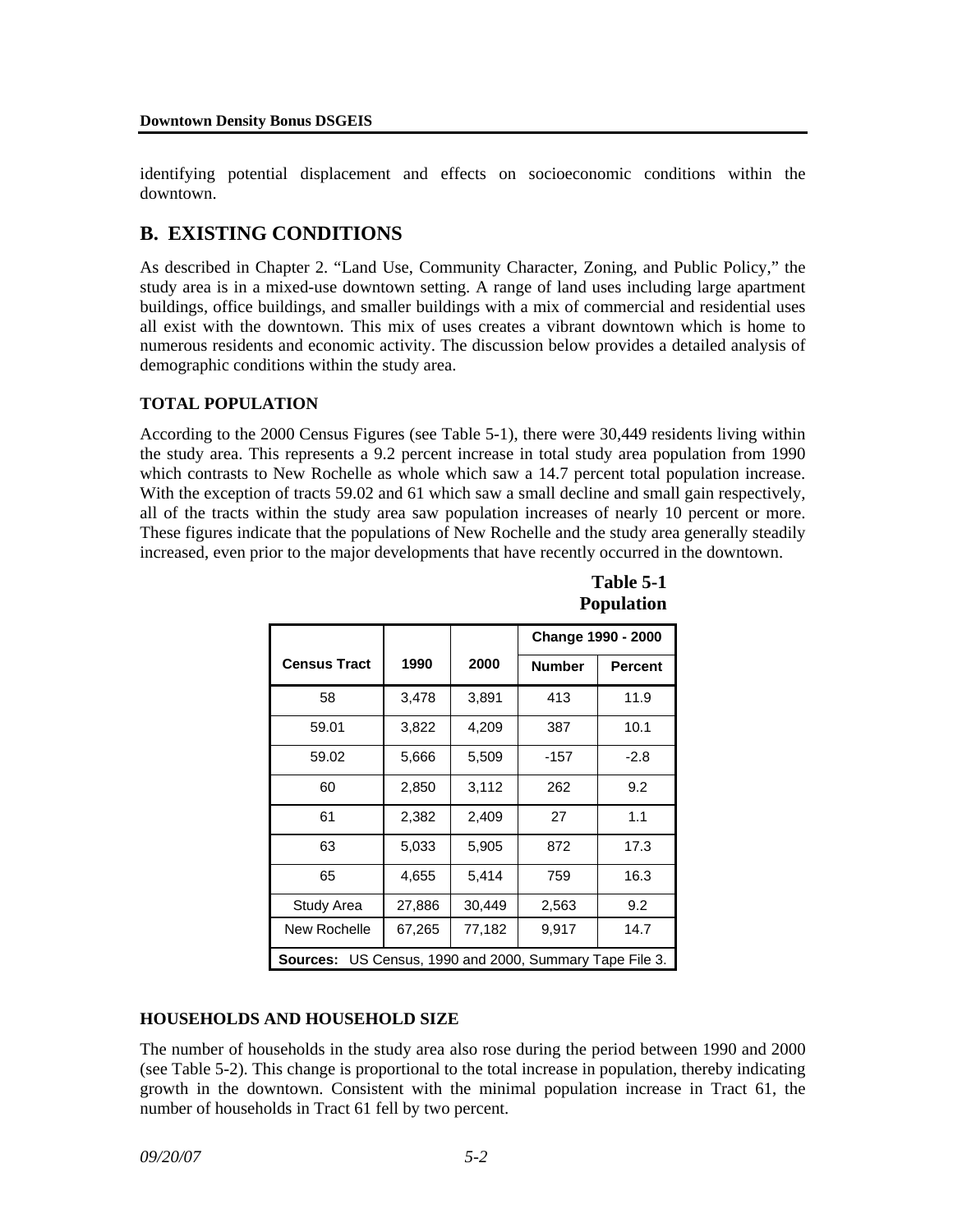identifying potential displacement and effects on socioeconomic conditions within the downtown.

## B. EXISTING CONDITIONS

As described in Chapter 2. "Land Use, Community Character, Zoning, and Public Policy," the study area is in a mixed-use downtown setting. A range of land uses including large apartment buildings, office buildings, and smaller buildings with a mix of commercial and residential uses all exist with the downtown. This mix of uses creates a vibrant downtown which is home to numerous residents and economic activity. The discussion below provides a detailed analysis of demographic conditions within the study area.

### TOTAL POPULATION

According to the 2000 Census Figures (see Table 5-1), there were 30,449 residents living within the study area. This represents a 9.2 percent increase in total study area population from 1990 which contrasts to New Rochelle as whole which saw a 14.7 percent total population increase. With the exception of tracts 59.02 and 61 which saw a small decline and small gain respectively, all of the tracts within the study area saw population increases of nearly 10 percent or more. These figures indicate that the populations of New Rochelle and the study area generally steadily increased, even prior to the major developments that have recently occurred in the downtown.

**Table 5-1**
**Population**

| Census Tract | 1990 | 2000 | Change 1990 - 2000 | |
|---|---|---|---|---|
| | | | Number | Percent |
| 58 | 3,478 | 3,891 | 413 | 11.9 |
| 59.01 | 3,822 | 4,209 | 387 | 10.1 |
| 59.02 | 5,666 | 5,509 | -157 | -2.8 |
| 60 | 2,850 | 3,112 | 262 | 9.2 |
| 61 | 2,382 | 2,409 | 27 | 1.1 |
| 63 | 5,033 | 5,905 | 872 | 17.3 |
| 65 | 4,655 | 5,414 | 759 | 16.3 |
| Study Area | 27,886 | 30,449 | 2,563 | 9.2 |
| New Rochelle | 67,265 | 77,182 | 9,917 | 14.7 |

**Sources:** US Census, 1990 and 2000, Summary Tape File 3.

### HOUSEHOLDS AND HOUSEHOLD SIZE

The number of households in the study area also rose during the period between 1990 and 2000 (see Table 5-2). This change is proportional to the total increase in population, thereby indicating growth in the downtown. Consistent with the minimal population increase in Tract 61, the number of households in Tract 61 fell by two percent.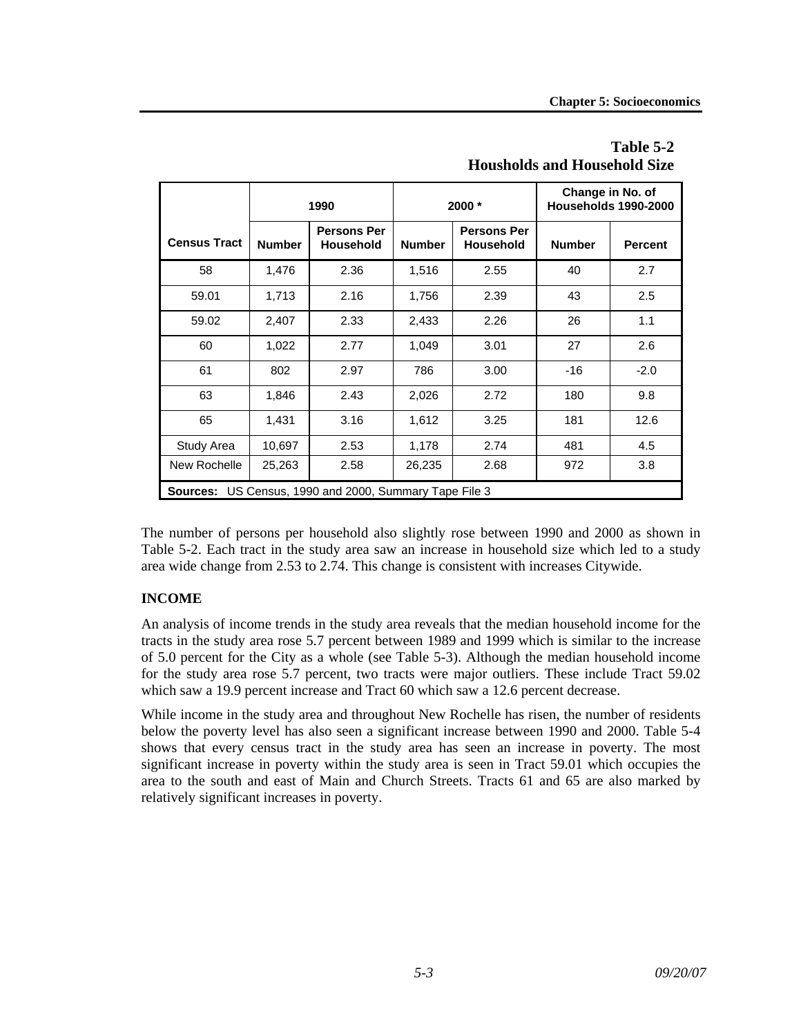**Table 5-2**
**Housholds and Household Size**

| | 1990 | | 2000 * | | Change in No. of Households 1990-2000 | |
|---|---|---|---|---|---|---|
| **Census Tract** | **Number** | **Persons Per Household** | **Number** | **Persons Per Household** | **Number** | **Percent** |
| 58 | 1,476 | 2.36 | 1,516 | 2.55 | 40 | 2.7 |
| 59.01 | 1,713 | 2.16 | 1,756 | 2.39 | 43 | 2.5 |
| 59.02 | 2,407 | 2.33 | 2,433 | 2.26 | 26 | 1.1 |
| 60 | 1,022 | 2.77 | 1,049 | 3.01 | 27 | 2.6 |
| 61 | 802 | 2.97 | 786 | 3.00 | -16 | -2.0 |
| 63 | 1,846 | 2.43 | 2,026 | 2.72 | 180 | 9.8 |
| 65 | 1,431 | 3.16 | 1,612 | 3.25 | 181 | 12.6 |
| Study Area | 10,697 | 2.53 | 1,178 | 2.74 | 481 | 4.5 |
| New Rochelle | 25,263 | 2.58 | 26,235 | 2.68 | 972 | 3.8 |

**Sources:** US Census, 1990 and 2000, Summary Tape File 3

The number of persons per household also slightly rose between 1990 and 2000 as shown in Table 5-2. Each tract in the study area saw an increase in household size which led to a study area wide change from 2.53 to 2.74. This change is consistent with increases Citywide.

## INCOME

An analysis of income trends in the study area reveals that the median household income for the tracts in the study area rose 5.7 percent between 1989 and 1999 which is similar to the increase of 5.0 percent for the City as a whole (see Table 5-3). Although the median household income for the study area rose 5.7 percent, two tracts were major outliers. These include Tract 59.02 which saw a 19.9 percent increase and Tract 60 which saw a 12.6 percent decrease.

While income in the study area and throughout New Rochelle has risen, the number of residents below the poverty level has also seen a significant increase between 1990 and 2000. Table 5-4 shows that every census tract in the study area has seen an increase in poverty. The most significant increase in poverty within the study area is seen in Tract 59.01 which occupies the area to the south and east of Main and Church Streets. Tracts 61 and 65 are also marked by relatively significant increases in poverty.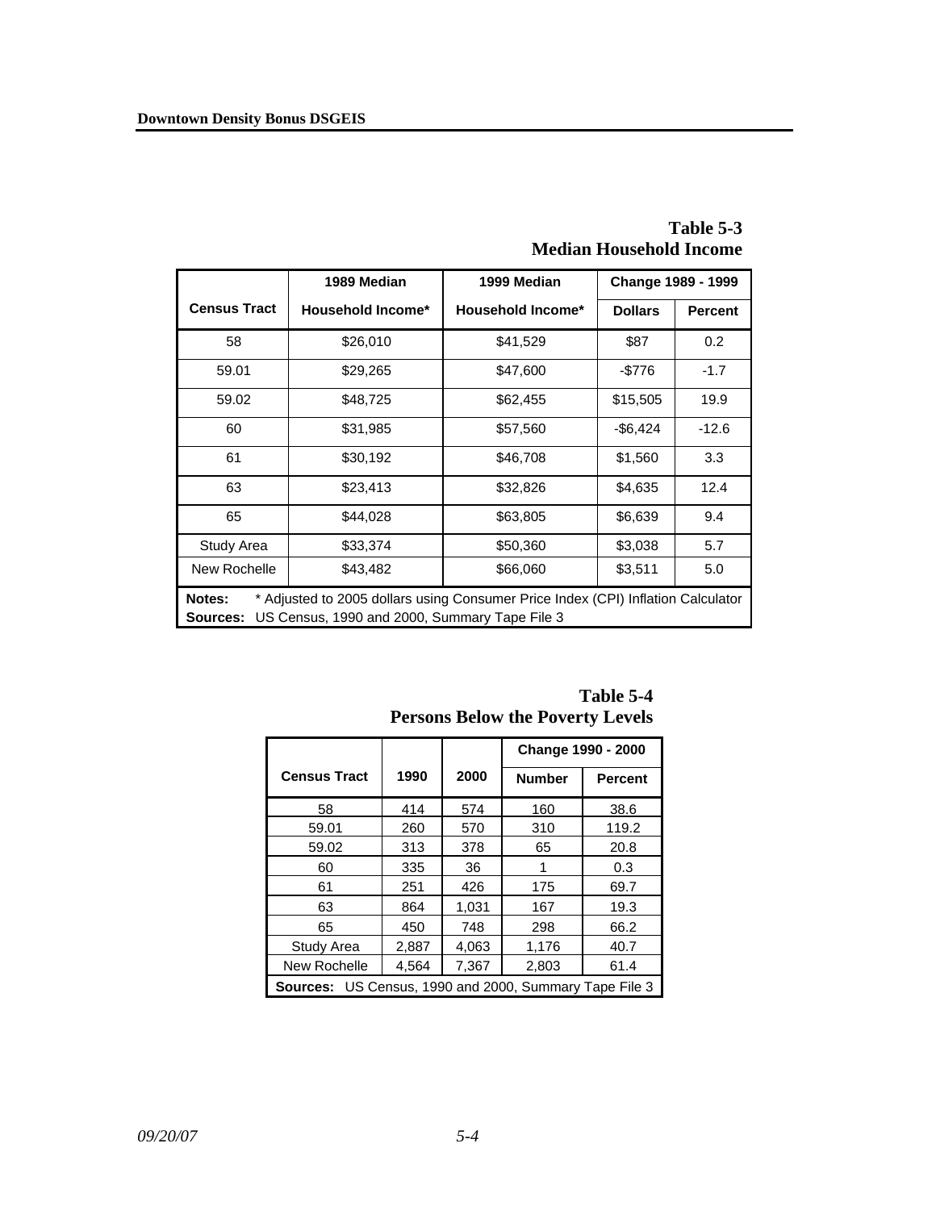**Table 5-3**
**Median Household Income**

| Census Tract | 1989 Median Household Income* | 1999 Median Household Income* | Change 1989 - 1999 | |
|---|---|---|---|---|
| | | | Dollars | Percent |
| 58 | $26,010 | $41,529 | $87 | 0.2 |
| 59.01 | $29,265 | $47,600 | -$776 | -1.7 |
| 59.02 | $48,725 | $62,455 | $15,505 | 19.9 |
| 60 | $31,985 | $57,560 | -$6,424 | -12.6 |
| 61 | $30,192 | $46,708 | $1,560 | 3.3 |
| 63 | $23,413 | $32,826 | $4,635 | 12.4 |
| 65 | $44,028 | $63,805 | $6,639 | 9.4 |
| Study Area | $33,374 | $50,360 | $3,038 | 5.7 |
| New Rochelle | $43,482 | $66,060 | $3,511 | 5.0 |

**Notes:** * Adjusted to 2005 dollars using Consumer Price Index (CPI) Inflation Calculator
**Sources:** US Census, 1990 and 2000, Summary Tape File 3

**Table 5-4**
**Persons Below the Poverty Levels**

| Census Tract | 1990 | 2000 | Change 1990 - 2000 | |
|---|---|---|---|---|
| | | | Number | Percent |
| 58 | 414 | 574 | 160 | 38.6 |
| 59.01 | 260 | 570 | 310 | 119.2 |
| 59.02 | 313 | 378 | 65 | 20.8 |
| 60 | 335 | 36 | 1 | 0.3 |
| 61 | 251 | 426 | 175 | 69.7 |
| 63 | 864 | 1,031 | 167 | 19.3 |
| 65 | 450 | 748 | 298 | 66.2 |
| Study Area | 2,887 | 4,063 | 1,176 | 40.7 |
| New Rochelle | 4,564 | 7,367 | 2,803 | 61.4 |

**Sources:** US Census, 1990 and 2000, Summary Tape File 3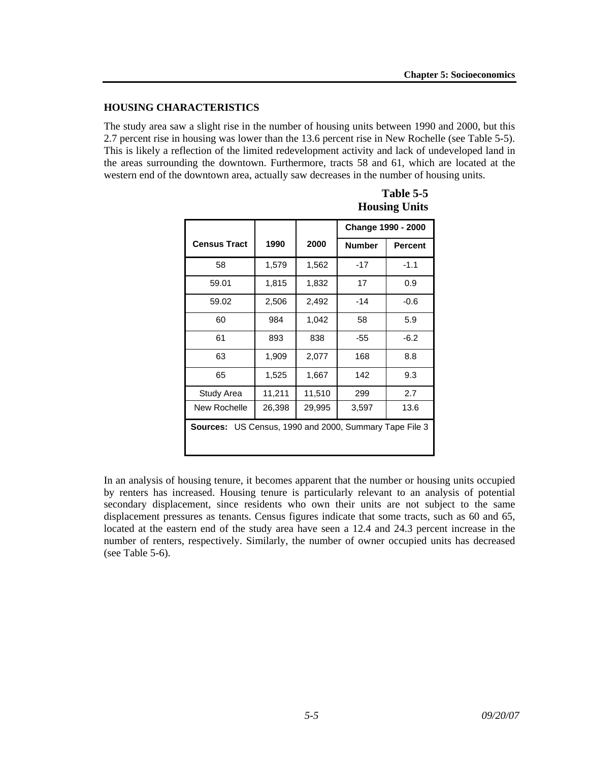## HOUSING CHARACTERISTICS

The study area saw a slight rise in the number of housing units between 1990 and 2000, but this 2.7 percent rise in housing was lower than the 13.6 percent rise in New Rochelle (see Table 5-5). This is likely a reflection of the limited redevelopment activity and lack of undeveloped land in the areas surrounding the downtown. Furthermore, tracts 58 and 61, which are located at the western end of the downtown area, actually saw decreases in the number of housing units.

**Table 5-5**
**Housing Units**

| Census Tract | 1990 | 2000 | Change 1990 - 2000 | |
|---|---|---|---|---|
| | | | **Number** | **Percent** |
| 58 | 1,579 | 1,562 | -17 | -1.1 |
| 59.01 | 1,815 | 1,832 | 17 | 0.9 |
| 59.02 | 2,506 | 2,492 | -14 | -0.6 |
| 60 | 984 | 1,042 | 58 | 5.9 |
| 61 | 893 | 838 | -55 | -6.2 |
| 63 | 1,909 | 2,077 | 168 | 8.8 |
| 65 | 1,525 | 1,667 | 142 | 9.3 |
| Study Area | 11,211 | 11,510 | 299 | 2.7 |
| New Rochelle | 26,398 | 29,995 | 3,597 | 13.6 |

**Sources:** US Census, 1990 and 2000, Summary Tape File 3

In an analysis of housing tenure, it becomes apparent that the number or housing units occupied by renters has increased. Housing tenure is particularly relevant to an analysis of potential secondary displacement, since residents who own their units are not subject to the same displacement pressures as tenants. Census figures indicate that some tracts, such as 60 and 65, located at the eastern end of the study area have seen a 12.4 and 24.3 percent increase in the number of renters, respectively. Similarly, the number of owner occupied units has decreased (see Table 5-6).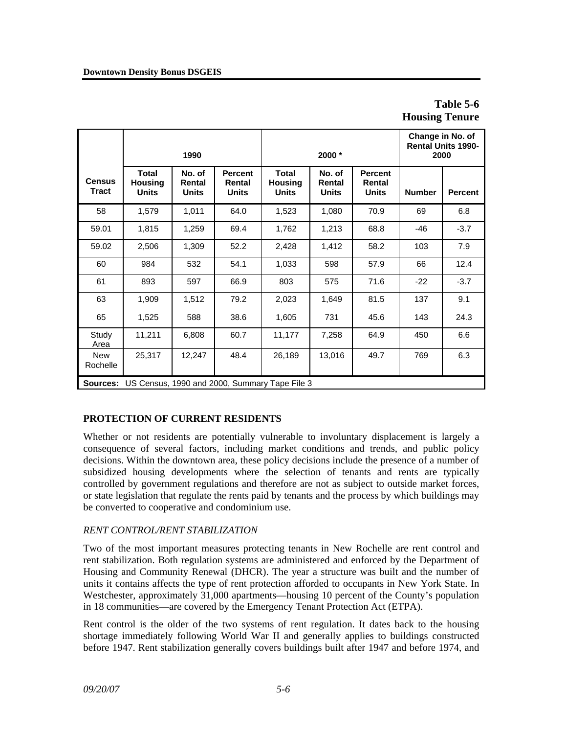**Table 5-6**
**Housing Tenure**

| Census Tract | 1990 | | | 2000 * | | | Change in No. of Rental Units 1990-2000 | |
|---|---|---|---|---|---|---|---|---|
| | Total Housing Units | No. of Rental Units | Percent Rental Units | Total Housing Units | No. of Rental Units | Percent Rental Units | Number | Percent |
| 58 | 1,579 | 1,011 | 64.0 | 1,523 | 1,080 | 70.9 | 69 | 6.8 |
| 59.01 | 1,815 | 1,259 | 69.4 | 1,762 | 1,213 | 68.8 | -46 | -3.7 |
| 59.02 | 2,506 | 1,309 | 52.2 | 2,428 | 1,412 | 58.2 | 103 | 7.9 |
| 60 | 984 | 532 | 54.1 | 1,033 | 598 | 57.9 | 66 | 12.4 |
| 61 | 893 | 597 | 66.9 | 803 | 575 | 71.6 | -22 | -3.7 |
| 63 | 1,909 | 1,512 | 79.2 | 2,023 | 1,649 | 81.5 | 137 | 9.1 |
| 65 | 1,525 | 588 | 38.6 | 1,605 | 731 | 45.6 | 143 | 24.3 |
| Study Area | 11,211 | 6,808 | 60.7 | 11,177 | 7,258 | 64.9 | 450 | 6.6 |
| New Rochelle | 25,317 | 12,247 | 48.4 | 26,189 | 13,016 | 49.7 | 769 | 6.3 |

**Sources:** US Census, 1990 and 2000, Summary Tape File 3

## PROTECTION OF CURRENT RESIDENTS

Whether or not residents are potentially vulnerable to involuntary displacement is largely a consequence of several factors, including market conditions and trends, and public policy decisions. Within the downtown area, these policy decisions include the presence of a number of subsidized housing developments where the selection of tenants and rents are typically controlled by government regulations and therefore are not as subject to outside market forces, or state legislation that regulate the rents paid by tenants and the process by which buildings may be converted to cooperative and condominium use.

### *RENT CONTROL/RENT STABILIZATION*

Two of the most important measures protecting tenants in New Rochelle are rent control and rent stabilization. Both regulation systems are administered and enforced by the Department of Housing and Community Renewal (DHCR). The year a structure was built and the number of units it contains affects the type of rent protection afforded to occupants in New York State. In Westchester, approximately 31,000 apartments—housing 10 percent of the County's population in 18 communities—are covered by the Emergency Tenant Protection Act (ETPA).

Rent control is the older of the two systems of rent regulation. It dates back to the housing shortage immediately following World War II and generally applies to buildings constructed before 1947. Rent stabilization generally covers buildings built after 1947 and before 1974, and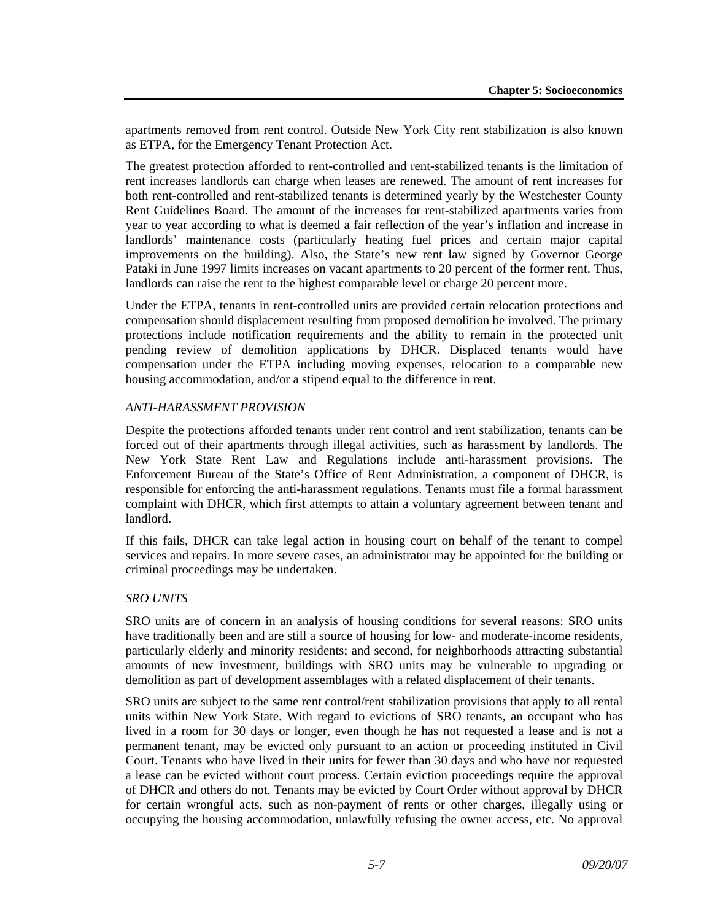apartments removed from rent control. Outside New York City rent stabilization is also known as ETPA, for the Emergency Tenant Protection Act.

The greatest protection afforded to rent-controlled and rent-stabilized tenants is the limitation of rent increases landlords can charge when leases are renewed. The amount of rent increases for both rent-controlled and rent-stabilized tenants is determined yearly by the Westchester County Rent Guidelines Board. The amount of the increases for rent-stabilized apartments varies from year to year according to what is deemed a fair reflection of the year's inflation and increase in landlords' maintenance costs (particularly heating fuel prices and certain major capital improvements on the building). Also, the State's new rent law signed by Governor George Pataki in June 1997 limits increases on vacant apartments to 20 percent of the former rent. Thus, landlords can raise the rent to the highest comparable level or charge 20 percent more.

Under the ETPA, tenants in rent-controlled units are provided certain relocation protections and compensation should displacement resulting from proposed demolition be involved. The primary protections include notification requirements and the ability to remain in the protected unit pending review of demolition applications by DHCR. Displaced tenants would have compensation under the ETPA including moving expenses, relocation to a comparable new housing accommodation, and/or a stipend equal to the difference in rent.

*ANTI-HARASSMENT PROVISION*

Despite the protections afforded tenants under rent control and rent stabilization, tenants can be forced out of their apartments through illegal activities, such as harassment by landlords. The New York State Rent Law and Regulations include anti-harassment provisions. The Enforcement Bureau of the State's Office of Rent Administration, a component of DHCR, is responsible for enforcing the anti-harassment regulations. Tenants must file a formal harassment complaint with DHCR, which first attempts to attain a voluntary agreement between tenant and landlord.

If this fails, DHCR can take legal action in housing court on behalf of the tenant to compel services and repairs. In more severe cases, an administrator may be appointed for the building or criminal proceedings may be undertaken.

*SRO UNITS*

SRO units are of concern in an analysis of housing conditions for several reasons: SRO units have traditionally been and are still a source of housing for low- and moderate-income residents, particularly elderly and minority residents; and second, for neighborhoods attracting substantial amounts of new investment, buildings with SRO units may be vulnerable to upgrading or demolition as part of development assemblages with a related displacement of their tenants.

SRO units are subject to the same rent control/rent stabilization provisions that apply to all rental units within New York State. With regard to evictions of SRO tenants, an occupant who has lived in a room for 30 days or longer, even though he has not requested a lease and is not a permanent tenant, may be evicted only pursuant to an action or proceeding instituted in Civil Court. Tenants who have lived in their units for fewer than 30 days and who have not requested a lease can be evicted without court process. Certain eviction proceedings require the approval of DHCR and others do not. Tenants may be evicted by Court Order without approval by DHCR for certain wrongful acts, such as non-payment of rents or other charges, illegally using or occupying the housing accommodation, unlawfully refusing the owner access, etc. No approval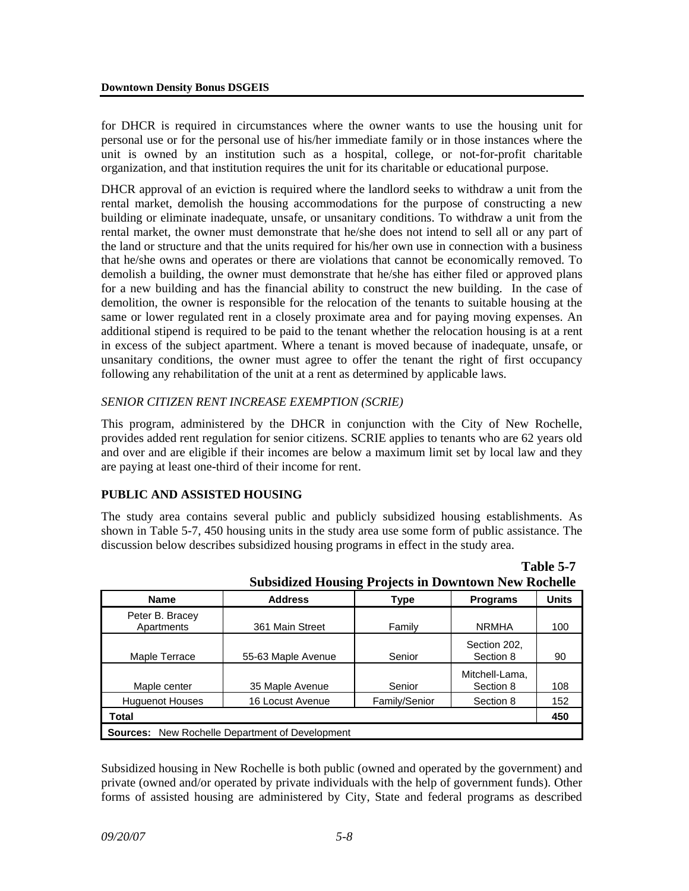for DHCR is required in circumstances where the owner wants to use the housing unit for personal use or for the personal use of his/her immediate family or in those instances where the unit is owned by an institution such as a hospital, college, or not-for-profit charitable organization, and that institution requires the unit for its charitable or educational purpose.

DHCR approval of an eviction is required where the landlord seeks to withdraw a unit from the rental market, demolish the housing accommodations for the purpose of constructing a new building or eliminate inadequate, unsafe, or unsanitary conditions. To withdraw a unit from the rental market, the owner must demonstrate that he/she does not intend to sell all or any part of the land or structure and that the units required for his/her own use in connection with a business that he/she owns and operates or there are violations that cannot be economically removed. To demolish a building, the owner must demonstrate that he/she has either filed or approved plans for a new building and has the financial ability to construct the new building. In the case of demolition, the owner is responsible for the relocation of the tenants to suitable housing at the same or lower regulated rent in a closely proximate area and for paying moving expenses. An additional stipend is required to be paid to the tenant whether the relocation housing is at a rent in excess of the subject apartment. Where a tenant is moved because of inadequate, unsafe, or unsanitary conditions, the owner must agree to offer the tenant the right of first occupancy following any rehabilitation of the unit at a rent as determined by applicable laws.

*SENIOR CITIZEN RENT INCREASE EXEMPTION (SCRIE)*

This program, administered by the DHCR in conjunction with the City of New Rochelle, provides added rent regulation for senior citizens. SCRIE applies to tenants who are 62 years old and over and are eligible if their incomes are below a maximum limit set by local law and they are paying at least one-third of their income for rent.

**PUBLIC AND ASSISTED HOUSING**

The study area contains several public and publicly subsidized housing establishments. As shown in Table 5-7, 450 housing units in the study area use some form of public assistance. The discussion below describes subsidized housing programs in effect in the study area.

**Table 5-7**
**Subsidized Housing Projects in Downtown New Rochelle**

| Name | Address | Type | Programs | Units |
|---|---|---|---|---|
| Peter B. Bracey Apartments | 361 Main Street | Family | NRMHA | 100 |
| Maple Terrace | 55-63 Maple Avenue | Senior | Section 202, Section 8 | 90 |
| Maple center | 35 Maple Avenue | Senior | Mitchell-Lama, Section 8 | 108 |
| Huguenot Houses | 16 Locust Avenue | Family/Senior | Section 8 | 152 |
| **Total** | | | | **450** |
| **Sources:** New Rochelle Department of Development | | | | |

Subsidized housing in New Rochelle is both public (owned and operated by the government) and private (owned and/or operated by private individuals with the help of government funds). Other forms of assisted housing are administered by City, State and federal programs as described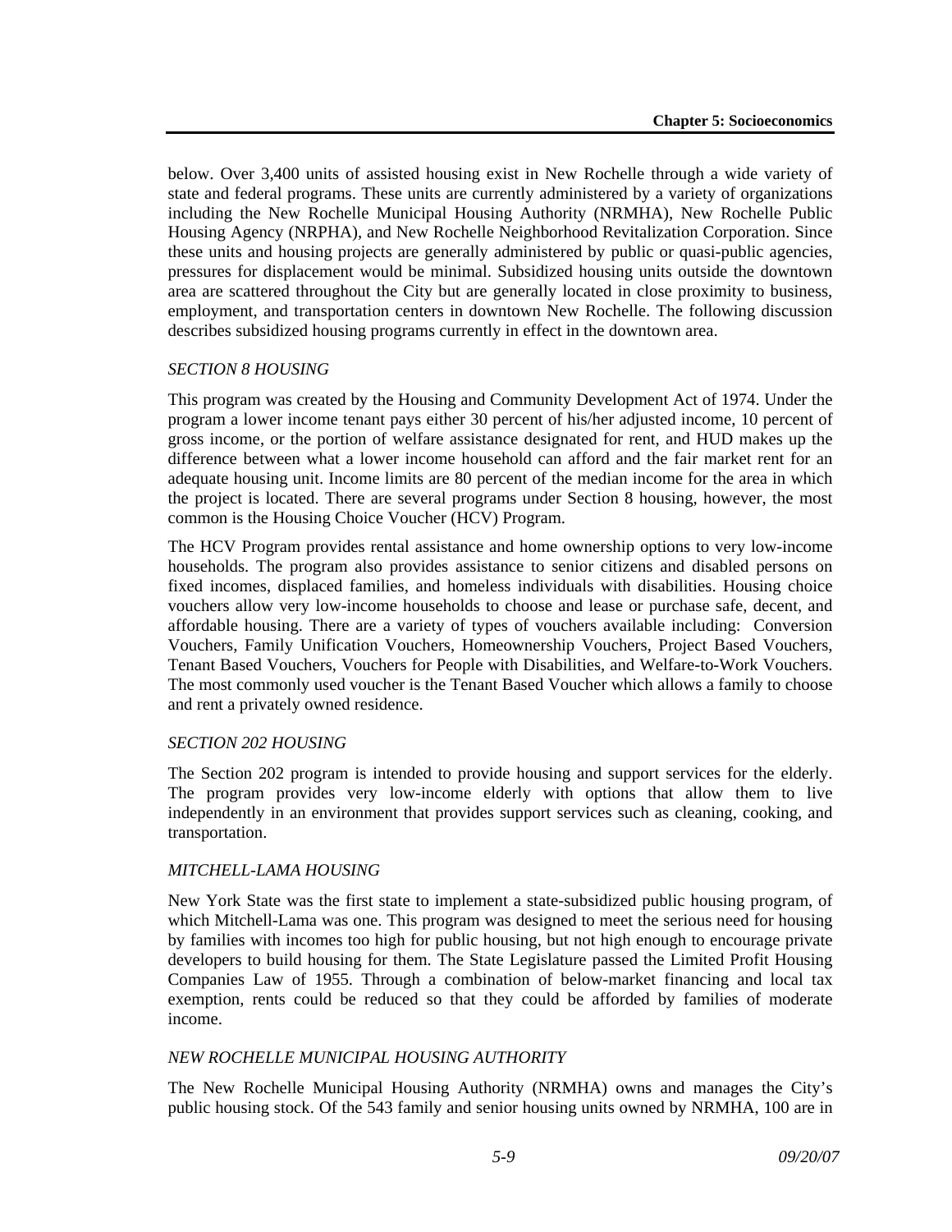below. Over 3,400 units of assisted housing exist in New Rochelle through a wide variety of state and federal programs. These units are currently administered by a variety of organizations including the New Rochelle Municipal Housing Authority (NRMHA), New Rochelle Public Housing Agency (NRPHA), and New Rochelle Neighborhood Revitalization Corporation. Since these units and housing projects are generally administered by public or quasi-public agencies, pressures for displacement would be minimal. Subsidized housing units outside the downtown area are scattered throughout the City but are generally located in close proximity to business, employment, and transportation centers in downtown New Rochelle. The following discussion describes subsidized housing programs currently in effect in the downtown area.

*SECTION 8 HOUSING*

This program was created by the Housing and Community Development Act of 1974. Under the program a lower income tenant pays either 30 percent of his/her adjusted income, 10 percent of gross income, or the portion of welfare assistance designated for rent, and HUD makes up the difference between what a lower income household can afford and the fair market rent for an adequate housing unit. Income limits are 80 percent of the median income for the area in which the project is located. There are several programs under Section 8 housing, however, the most common is the Housing Choice Voucher (HCV) Program.

The HCV Program provides rental assistance and home ownership options to very low-income households. The program also provides assistance to senior citizens and disabled persons on fixed incomes, displaced families, and homeless individuals with disabilities. Housing choice vouchers allow very low-income households to choose and lease or purchase safe, decent, and affordable housing. There are a variety of types of vouchers available including: Conversion Vouchers, Family Unification Vouchers, Homeownership Vouchers, Project Based Vouchers, Tenant Based Vouchers, Vouchers for People with Disabilities, and Welfare-to-Work Vouchers. The most commonly used voucher is the Tenant Based Voucher which allows a family to choose and rent a privately owned residence.

*SECTION 202 HOUSING*

The Section 202 program is intended to provide housing and support services for the elderly. The program provides very low-income elderly with options that allow them to live independently in an environment that provides support services such as cleaning, cooking, and transportation.

*MITCHELL-LAMA HOUSING*

New York State was the first state to implement a state-subsidized public housing program, of which Mitchell-Lama was one. This program was designed to meet the serious need for housing by families with incomes too high for public housing, but not high enough to encourage private developers to build housing for them. The State Legislature passed the Limited Profit Housing Companies Law of 1955. Through a combination of below-market financing and local tax exemption, rents could be reduced so that they could be afforded by families of moderate income.

*NEW ROCHELLE MUNICIPAL HOUSING AUTHORITY*

The New Rochelle Municipal Housing Authority (NRMHA) owns and manages the City's public housing stock. Of the 543 family and senior housing units owned by NRMHA, 100 are in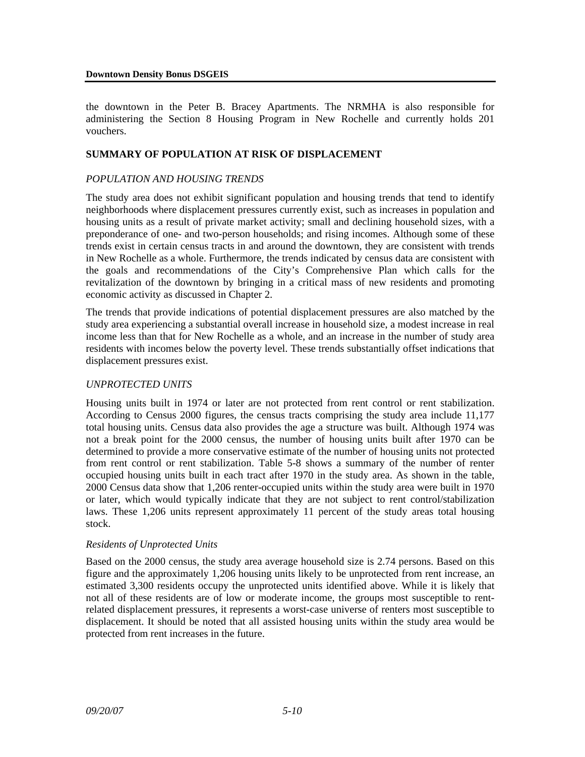the downtown in the Peter B. Bracey Apartments. The NRMHA is also responsible for administering the Section 8 Housing Program in New Rochelle and currently holds 201 vouchers.

## SUMMARY OF POPULATION AT RISK OF DISPLACEMENT

### *POPULATION AND HOUSING TRENDS*

The study area does not exhibit significant population and housing trends that tend to identify neighborhoods where displacement pressures currently exist, such as increases in population and housing units as a result of private market activity; small and declining household sizes, with a preponderance of one- and two-person households; and rising incomes. Although some of these trends exist in certain census tracts in and around the downtown, they are consistent with trends in New Rochelle as a whole. Furthermore, the trends indicated by census data are consistent with the goals and recommendations of the City's Comprehensive Plan which calls for the revitalization of the downtown by bringing in a critical mass of new residents and promoting economic activity as discussed in Chapter 2.

The trends that provide indications of potential displacement pressures are also matched by the study area experiencing a substantial overall increase in household size, a modest increase in real income less than that for New Rochelle as a whole, and an increase in the number of study area residents with incomes below the poverty level. These trends substantially offset indications that displacement pressures exist.

### *UNPROTECTED UNITS*

Housing units built in 1974 or later are not protected from rent control or rent stabilization. According to Census 2000 figures, the census tracts comprising the study area include 11,177 total housing units. Census data also provides the age a structure was built. Although 1974 was not a break point for the 2000 census, the number of housing units built after 1970 can be determined to provide a more conservative estimate of the number of housing units not protected from rent control or rent stabilization. Table 5-8 shows a summary of the number of renter occupied housing units built in each tract after 1970 in the study area. As shown in the table, 2000 Census data show that 1,206 renter-occupied units within the study area were built in 1970 or later, which would typically indicate that they are not subject to rent control/stabilization laws. These 1,206 units represent approximately 11 percent of the study areas total housing stock.

#### *Residents of Unprotected Units*

Based on the 2000 census, the study area average household size is 2.74 persons. Based on this figure and the approximately 1,206 housing units likely to be unprotected from rent increase, an estimated 3,300 residents occupy the unprotected units identified above. While it is likely that not all of these residents are of low or moderate income, the groups most susceptible to rent-related displacement pressures, it represents a worst-case universe of renters most susceptible to displacement. It should be noted that all assisted housing units within the study area would be protected from rent increases in the future.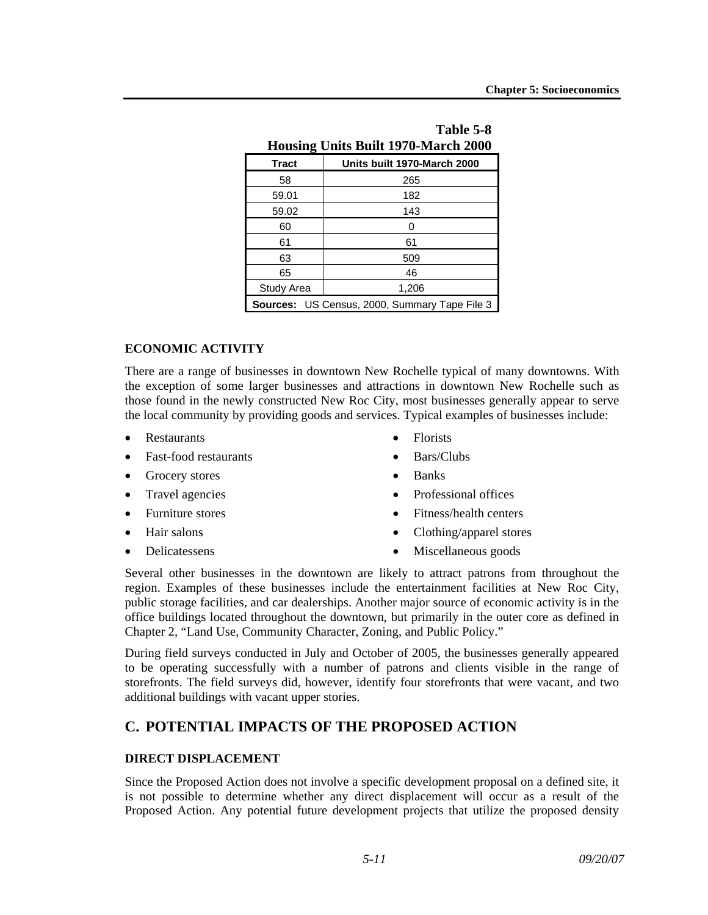**Table 5-8**
**Housing Units Built 1970-March 2000**

| Tract | Units built 1970-March 2000 |
|---|---|
| 58 | 265 |
| 59.01 | 182 |
| 59.02 | 143 |
| 60 | 0 |
| 61 | 61 |
| 63 | 509 |
| 65 | 46 |
| Study Area | 1,206 |
| **Sources:** US Census, 2000, Summary Tape File 3 | |

### ECONOMIC ACTIVITY

There are a range of businesses in downtown New Rochelle typical of many downtowns. With the exception of some larger businesses and attractions in downtown New Rochelle such as those found in the newly constructed New Roc City, most businesses generally appear to serve the local community by providing goods and services. Typical examples of businesses include:

- Restaurants
- Fast-food restaurants
- Grocery stores
- Travel agencies
- Furniture stores
- Hair salons
- Delicatessens
- Florists
- Bars/Clubs
- Banks
- Professional offices
- Fitness/health centers
- Clothing/apparel stores
- Miscellaneous goods

Several other businesses in the downtown are likely to attract patrons from throughout the region. Examples of these businesses include the entertainment facilities at New Roc City, public storage facilities, and car dealerships. Another major source of economic activity is in the office buildings located throughout the downtown, but primarily in the outer core as defined in Chapter 2, "Land Use, Community Character, Zoning, and Public Policy."

During field surveys conducted in July and October of 2005, the businesses generally appeared to be operating successfully with a number of patrons and clients visible in the range of storefronts. The field surveys did, however, identify four storefronts that were vacant, and two additional buildings with vacant upper stories.

## C. POTENTIAL IMPACTS OF THE PROPOSED ACTION

### DIRECT DISPLACEMENT

Since the Proposed Action does not involve a specific development proposal on a defined site, it is not possible to determine whether any direct displacement will occur as a result of the Proposed Action. Any potential future development projects that utilize the proposed density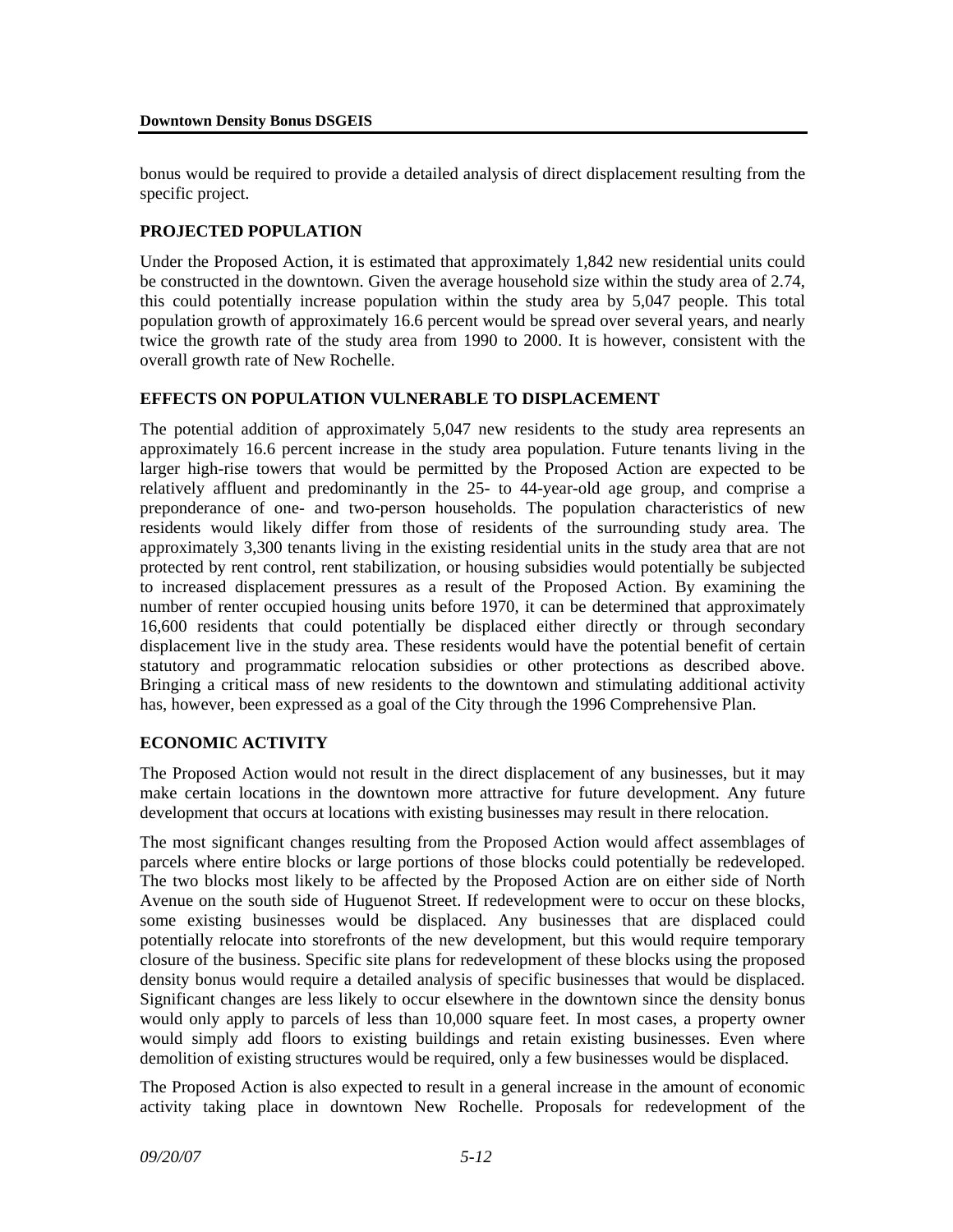bonus would be required to provide a detailed analysis of direct displacement resulting from the specific project.

## PROJECTED POPULATION

Under the Proposed Action, it is estimated that approximately 1,842 new residential units could be constructed in the downtown. Given the average household size within the study area of 2.74, this could potentially increase population within the study area by 5,047 people. This total population growth of approximately 16.6 percent would be spread over several years, and nearly twice the growth rate of the study area from 1990 to 2000. It is however, consistent with the overall growth rate of New Rochelle.

## EFFECTS ON POPULATION VULNERABLE TO DISPLACEMENT

The potential addition of approximately 5,047 new residents to the study area represents an approximately 16.6 percent increase in the study area population. Future tenants living in the larger high-rise towers that would be permitted by the Proposed Action are expected to be relatively affluent and predominantly in the 25- to 44-year-old age group, and comprise a preponderance of one- and two-person households. The population characteristics of new residents would likely differ from those of residents of the surrounding study area. The approximately 3,300 tenants living in the existing residential units in the study area that are not protected by rent control, rent stabilization, or housing subsidies would potentially be subjected to increased displacement pressures as a result of the Proposed Action. By examining the number of renter occupied housing units before 1970, it can be determined that approximately 16,600 residents that could potentially be displaced either directly or through secondary displacement live in the study area. These residents would have the potential benefit of certain statutory and programmatic relocation subsidies or other protections as described above. Bringing a critical mass of new residents to the downtown and stimulating additional activity has, however, been expressed as a goal of the City through the 1996 Comprehensive Plan.

## ECONOMIC ACTIVITY

The Proposed Action would not result in the direct displacement of any businesses, but it may make certain locations in the downtown more attractive for future development. Any future development that occurs at locations with existing businesses may result in there relocation.

The most significant changes resulting from the Proposed Action would affect assemblages of parcels where entire blocks or large portions of those blocks could potentially be redeveloped. The two blocks most likely to be affected by the Proposed Action are on either side of North Avenue on the south side of Huguenot Street. If redevelopment were to occur on these blocks, some existing businesses would be displaced. Any businesses that are displaced could potentially relocate into storefronts of the new development, but this would require temporary closure of the business. Specific site plans for redevelopment of these blocks using the proposed density bonus would require a detailed analysis of specific businesses that would be displaced. Significant changes are less likely to occur elsewhere in the downtown since the density bonus would only apply to parcels of less than 10,000 square feet. In most cases, a property owner would simply add floors to existing buildings and retain existing businesses. Even where demolition of existing structures would be required, only a few businesses would be displaced.

The Proposed Action is also expected to result in a general increase in the amount of economic activity taking place in downtown New Rochelle. Proposals for redevelopment of the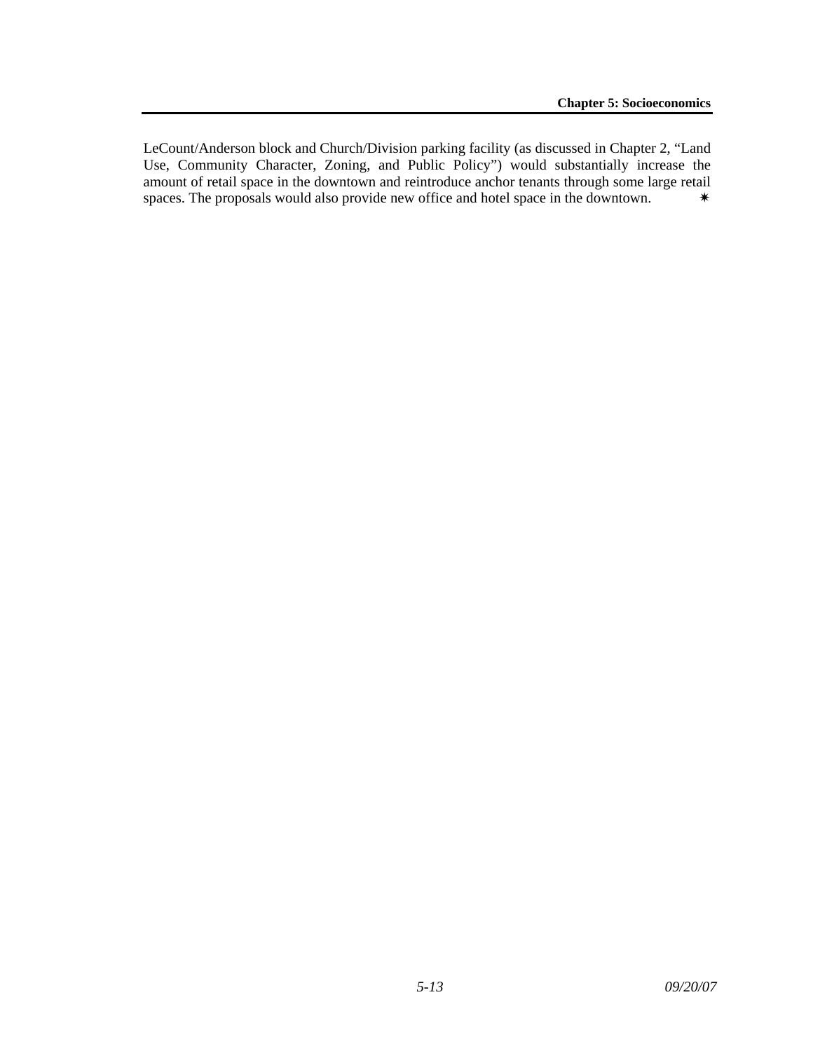LeCount/Anderson block and Church/Division parking facility (as discussed in Chapter 2, “Land Use, Community Character, Zoning, and Public Policy”) would substantially increase the amount of retail space in the downtown and reintroduce anchor tenants through some large retail spaces. The proposals would also provide new office and hotel space in the downtown. ✷